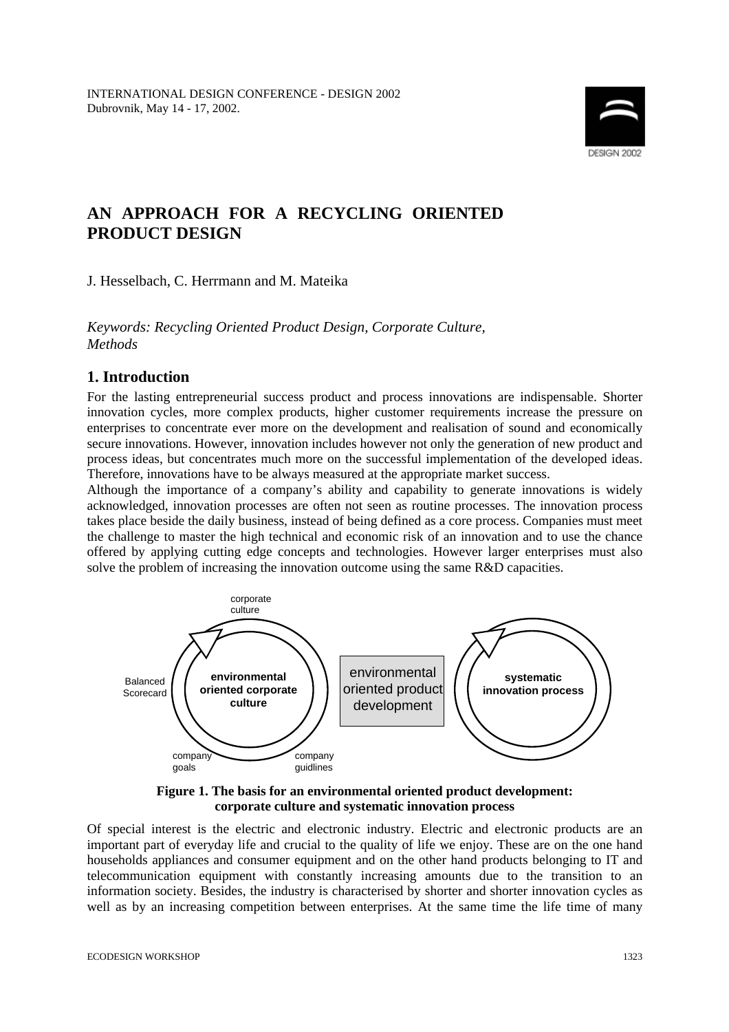# AN APPROACH FOR A RECYCLING ORIENTED PRODUCT DESIGN

J. Hesselbach, C. Herrmann and M. Mateika

*Keywords: Recycling Oriented Product Design, Corporate Culture, Methods*

## 1. Introduction

For the lasting entrepreneurial success product and process innovations are indispensable. Shorter innovation cycles, more complex products, higher customer requirements increase the pressure on enterprises to concentrate ever more on the development and realisation of sound and economically secure innovations. However, innovation includes however not only the generation of new product and process ideas, but concentrates much more on the successful implementation of the developed ideas. Therefore, innovations have to be always measured at the appropriate market success.

Although the importance of a company's ability and capability to generate innovations is widely acknowledged, innovation processes are often not seen as routine processes. The innovation process takes place beside the daily business, instead of being defined as a core process. Companies must meet the challenge to master the high technical and economic risk of an innovation and to use the chance offered by applying cutting edge concepts and technologies. However larger enterprises must also solve the problem of increasing the innovation outcome using the same R&D capacities.

corporate culture

Balanced Scorecard

environmental oriented corporate culture

company goals

company guidlines

environmental oriented product development

systematic innovation process

**Figure 1. The basis for an environmental oriented product development: corporate culture and systematic innovation process**

Of special interest is the electric and electronic industry. Electric and electronic products are an important part of everyday life and crucial to the quality of life we enjoy. These are on the one hand households appliances and consumer equipment and on the other hand products belonging to IT and telecommunication equipment with constantly increasing amounts due to the transition to an information society. Besides, the industry is characterised by shorter and shorter innovation cycles as well as by an increasing competition between enterprises. At the same time the life time of many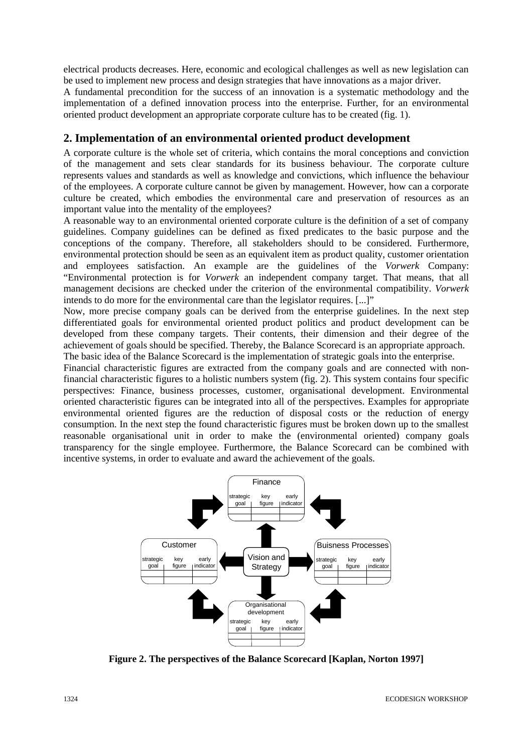electrical products decreases. Here, economic and ecological challenges as well as new legislation can be used to implement new process and design strategies that have innovations as a major driver.

A fundamental precondition for the success of an innovation is a systematic methodology and the implementation of a defined innovation process into the enterprise. Further, for an environmental oriented product development an appropriate corporate culture has to be created (fig. 1).

## 2. Implementation of an environmental oriented product development

A corporate culture is the whole set of criteria, which contains the moral conceptions and conviction of the management and sets clear standards for its business behaviour. The corporate culture represents values and standards as well as knowledge and convictions, which influence the behaviour of the employees. A corporate culture cannot be given by management. However, how can a corporate culture be created, which embodies the environmental care and preservation of resources as an important value into the mentality of the employees?

A reasonable way to an environmental oriented corporate culture is the definition of a set of company guidelines. Company guidelines can be defined as fixed predicates to the basic purpose and the conceptions of the company. Therefore, all stakeholders should to be considered. Furthermore, environmental protection should be seen as an equivalent item as product quality, customer orientation and employees satisfaction. An example are the guidelines of the *Vorwerk* Company: "Environmental protection is for *Vorwerk* an independent company target. That means, that all management decisions are checked under the criterion of the environmental compatibility. *Vorwerk* intends to do more for the environmental care than the legislator requires. [...]"

Now, more precise company goals can be derived from the enterprise guidelines. In the next step differentiated goals for environmental oriented product politics and product development can be developed from these company targets. Their contents, their dimension and their degree of the achievement of goals should be specified. Thereby, the Balance Scorecard is an appropriate approach.

The basic idea of the Balance Scorecard is the implementation of strategic goals into the enterprise.

Financial characteristic figures are extracted from the company goals and are connected with non-financial characteristic figures to a holistic numbers system (fig. 2). This system contains four specific perspectives: Finance, business processes, customer, organisational development. Environmental oriented characteristic figures can be integrated into all of the perspectives. Examples for appropriate environmental oriented figures are the reduction of disposal costs or the reduction of energy consumption. In the next step the found characteristic figures must be broken down up to the smallest reasonable organisational unit in order to make the (environmental oriented) company goals transparency for the single employee. Furthermore, the Balance Scorecard can be combined with incentive systems, in order to evaluate and award the achievement of the goals.

**Figure 2. The perspectives of the Balance Scorecard [Kaplan, Norton 1997]**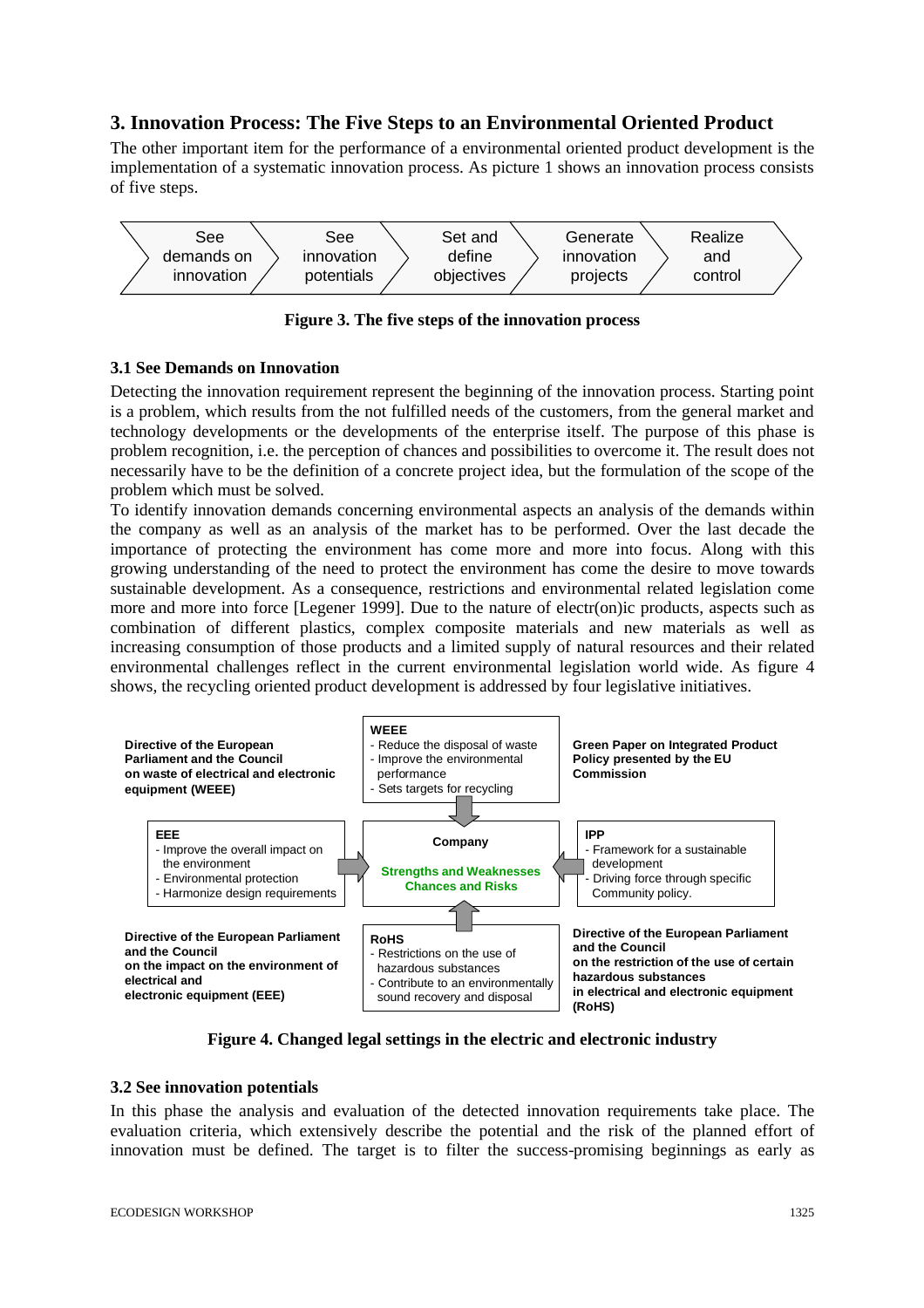## 3. Innovation Process: The Five Steps to an Environmental Oriented Product

The other important item for the performance of a environmental oriented product development is the implementation of a systematic innovation process. As picture 1 shows an innovation process consists of five steps.

See demands on innovation → See innovation potentials → Set and define objectives → Generate innovation projects → Realize and control

**Figure 3. The five steps of the innovation process**

### 3.1 See Demands on Innovation

Detecting the innovation requirement represent the beginning of the innovation process. Starting point is a problem, which results from the not fulfilled needs of the customers, from the general market and technology developments or the developments of the enterprise itself. The purpose of this phase is problem recognition, i.e. the perception of chances and possibilities to overcome it. The result does not necessarily have to be the definition of a concrete project idea, but the formulation of the scope of the problem which must be solved.

To identify innovation demands concerning environmental aspects an analysis of the demands within the company as well as an analysis of the market has to be performed. Over the last decade the importance of protecting the environment has come more and more into focus. Along with this growing understanding of the need to protect the environment has come the desire to move towards sustainable development. As a consequence, restrictions and environmental related legislation come more and more into force [Legener 1999]. Due to the nature of electr(on)ic products, aspects such as combination of different plastics, complex composite materials and new materials as well as increasing consumption of those products and a limited supply of natural resources and their related environmental challenges reflect in the current environmental legislation world wide. As figure 4 shows, the recycling oriented product development is addressed by four legislative initiatives.

**Directive of the European Parliament and the Council on waste of electrical and electronic equipment (WEEE)**

**WEEE**
- Reduce the disposal of waste
- Improve the environmental performance
- Sets targets for recycling

**Green Paper on Integrated Product Policy presented by the EU Commission**

**EEE**
- Improve the overall impact on the environment
- Environmental protection
- Harmonize design requirements

**Company**

**Strengths and Weaknesses**
**Chances and Risks**

**IPP**
- Framework for a sustainable development
- Driving force through specific Community policy.

**Directive of the European Parliament and the Council on the impact on the environment of electrical and electronic equipment (EEE)**

**RoHS**
- Restrictions on the use of hazardous substances
- Contribute to an environmentally sound recovery and disposal

**Directive of the European Parliament and the Council on the restriction of the use of certain hazardous substances in electrical and electronic equipment (RoHS)**

**Figure 4. Changed legal settings in the electric and electronic industry**

### 3.2 See innovation potentials

In this phase the analysis and evaluation of the detected innovation requirements take place. The evaluation criteria, which extensively describe the potential and the risk of the planned effort of innovation must be defined. The target is to filter the success-promising beginnings as early as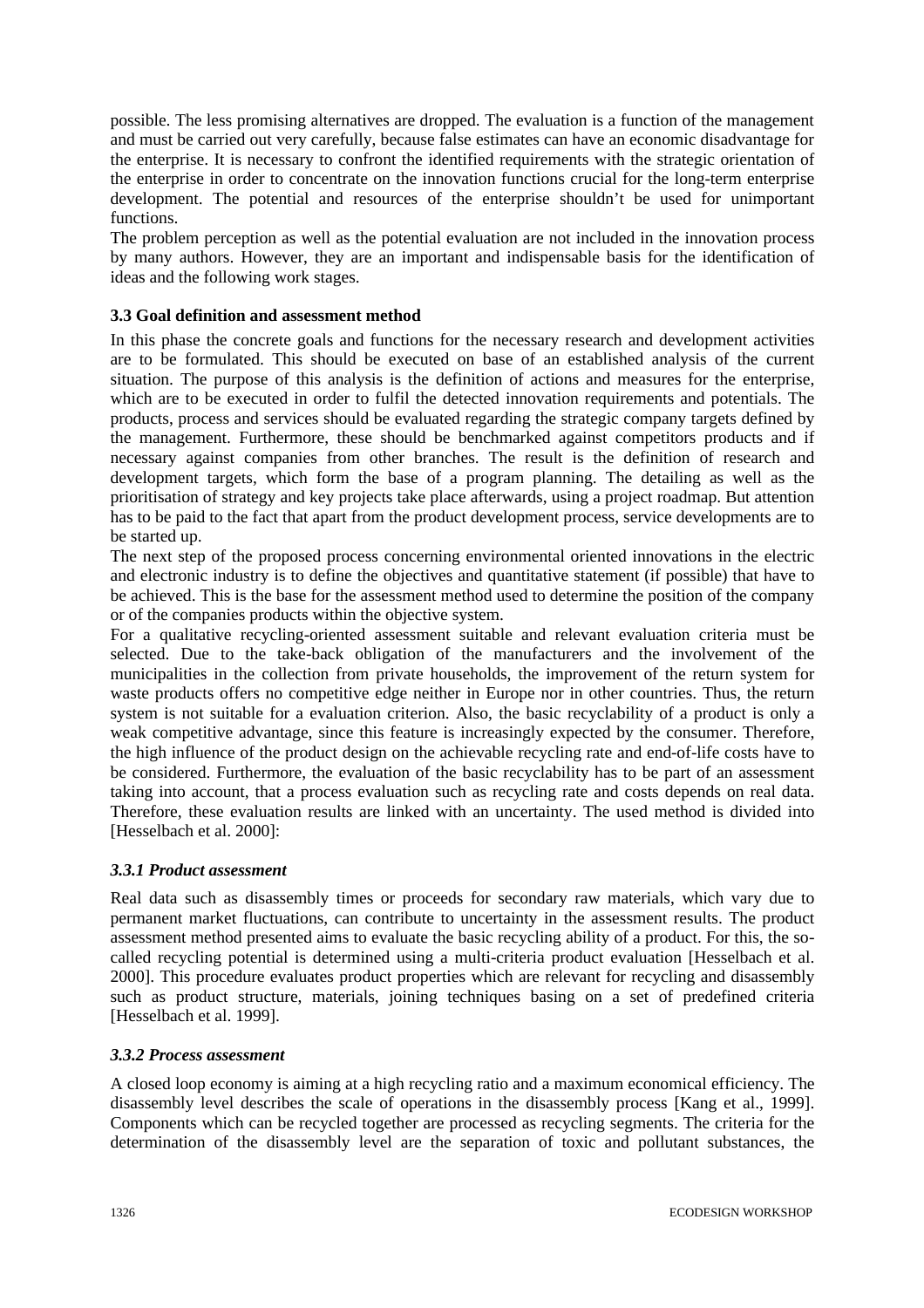possible. The less promising alternatives are dropped. The evaluation is a function of the management and must be carried out very carefully, because false estimates can have an economic disadvantage for the enterprise. It is necessary to confront the identified requirements with the strategic orientation of the enterprise in order to concentrate on the innovation functions crucial for the long-term enterprise development. The potential and resources of the enterprise shouldn't be used for unimportant functions.

The problem perception as well as the potential evaluation are not included in the innovation process by many authors. However, they are an important and indispensable basis for the identification of ideas and the following work stages.

### 3.3 Goal definition and assessment method

In this phase the concrete goals and functions for the necessary research and development activities are to be formulated. This should be executed on base of an established analysis of the current situation. The purpose of this analysis is the definition of actions and measures for the enterprise, which are to be executed in order to fulfil the detected innovation requirements and potentials. The products, process and services should be evaluated regarding the strategic company targets defined by the management. Furthermore, these should be benchmarked against competitors products and if necessary against companies from other branches. The result is the definition of research and development targets, which form the base of a program planning. The detailing as well as the prioritisation of strategy and key projects take place afterwards, using a project roadmap. But attention has to be paid to the fact that apart from the product development process, service developments are to be started up.

The next step of the proposed process concerning environmental oriented innovations in the electric and electronic industry is to define the objectives and quantitative statement (if possible) that have to be achieved. This is the base for the assessment method used to determine the position of the company or of the companies products within the objective system.

For a qualitative recycling-oriented assessment suitable and relevant evaluation criteria must be selected. Due to the take-back obligation of the manufacturers and the involvement of the municipalities in the collection from private households, the improvement of the return system for waste products offers no competitive edge neither in Europe nor in other countries. Thus, the return system is not suitable for a evaluation criterion. Also, the basic recyclability of a product is only a weak competitive advantage, since this feature is increasingly expected by the consumer. Therefore, the high influence of the product design on the achievable recycling rate and end-of-life costs have to be considered. Furthermore, the evaluation of the basic recyclability has to be part of an assessment taking into account, that a process evaluation such as recycling rate and costs depends on real data. Therefore, these evaluation results are linked with an uncertainty. The used method is divided into [Hesselbach et al. 2000]:

#### *3.3.1 Product assessment*

Real data such as disassembly times or proceeds for secondary raw materials, which vary due to permanent market fluctuations, can contribute to uncertainty in the assessment results. The product assessment method presented aims to evaluate the basic recycling ability of a product. For this, the so-called recycling potential is determined using a multi-criteria product evaluation [Hesselbach et al. 2000]. This procedure evaluates product properties which are relevant for recycling and disassembly such as product structure, materials, joining techniques basing on a set of predefined criteria [Hesselbach et al. 1999].

#### *3.3.2 Process assessment*

A closed loop economy is aiming at a high recycling ratio and a maximum economical efficiency. The disassembly level describes the scale of operations in the disassembly process [Kang et al., 1999]. Components which can be recycled together are processed as recycling segments. The criteria for the determination of the disassembly level are the separation of toxic and pollutant substances, the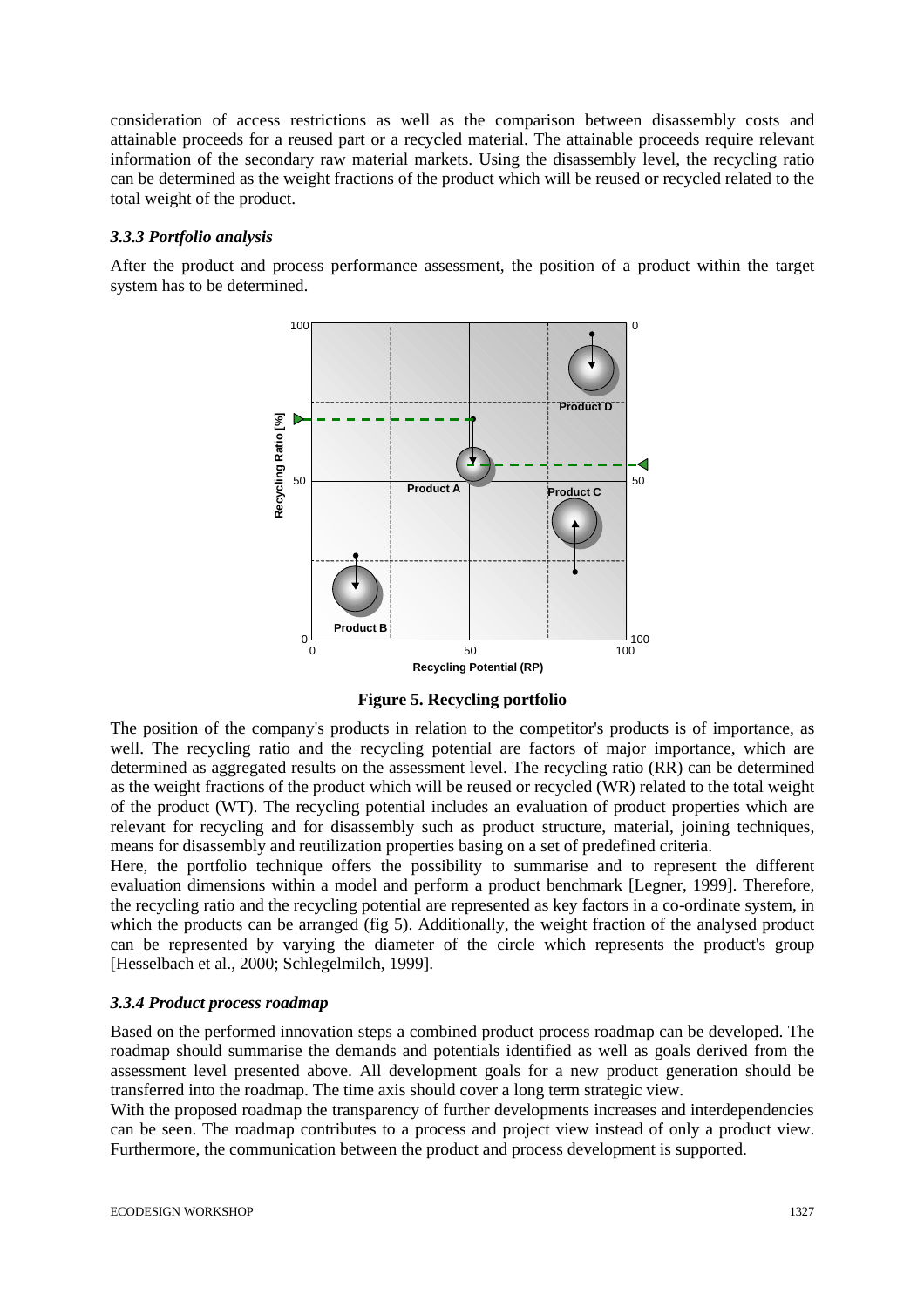consideration of access restrictions as well as the comparison between disassembly costs and attainable proceeds for a reused part or a recycled material. The attainable proceeds require relevant information of the secondary raw material markets. Using the disassembly level, the recycling ratio can be determined as the weight fractions of the product which will be reused or recycled related to the total weight of the product.

### *3.3.3 Portfolio analysis*

After the product and process performance assessment, the position of a product within the target system has to be determined.

**Figure 5. Recycling portfolio**

The position of the company's products in relation to the competitor's products is of importance, as well. The recycling ratio and the recycling potential are factors of major importance, which are determined as aggregated results on the assessment level. The recycling ratio (RR) can be determined as the weight fractions of the product which will be reused or recycled (WR) related to the total weight of the product (WT). The recycling potential includes an evaluation of product properties which are relevant for recycling and for disassembly such as product structure, material, joining techniques, means for disassembly and reutilization properties basing on a set of predefined criteria.

Here, the portfolio technique offers the possibility to summarise and to represent the different evaluation dimensions within a model and perform a product benchmark [Legner, 1999]. Therefore, the recycling ratio and the recycling potential are represented as key factors in a co-ordinate system, in which the products can be arranged (fig 5). Additionally, the weight fraction of the analysed product can be represented by varying the diameter of the circle which represents the product's group [Hesselbach et al., 2000; Schlegelmilch, 1999].

### *3.3.4 Product process roadmap*

Based on the performed innovation steps a combined product process roadmap can be developed. The roadmap should summarise the demands and potentials identified as well as goals derived from the assessment level presented above. All development goals for a new product generation should be transferred into the roadmap. The time axis should cover a long term strategic view.

With the proposed roadmap the transparency of further developments increases and interdependencies can be seen. The roadmap contributes to a process and project view instead of only a product view. Furthermore, the communication between the product and process development is supported.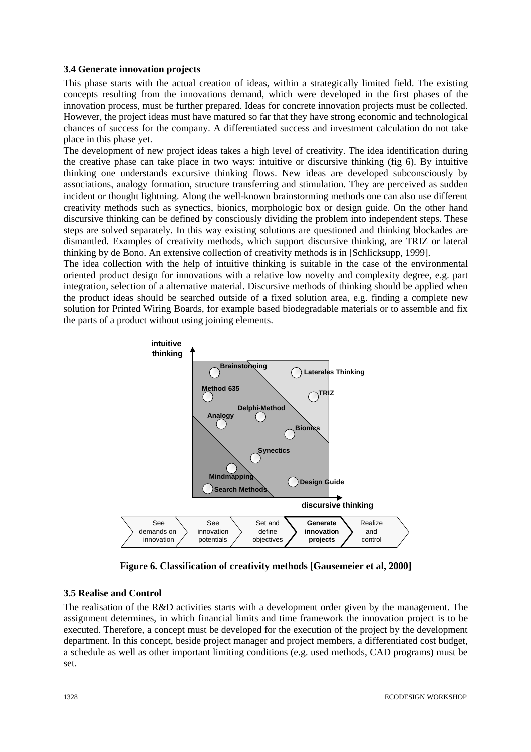### 3.4 Generate innovation projects

This phase starts with the actual creation of ideas, within a strategically limited field. The existing concepts resulting from the innovations demand, which were developed in the first phases of the innovation process, must be further prepared. Ideas for concrete innovation projects must be collected. However, the project ideas must have matured so far that they have strong economic and technological chances of success for the company. A differentiated success and investment calculation do not take place in this phase yet.

The development of new project ideas takes a high level of creativity. The idea identification during the creative phase can take place in two ways: intuitive or discursive thinking (fig 6). By intuitive thinking one understands excursive thinking flows. New ideas are developed subconsciously by associations, analogy formation, structure transferring and stimulation. They are perceived as sudden incident or thought lightning. Along the well-known brainstorming methods one can also use different creativity methods such as synectics, bionics, morphologic box or design guide. On the other hand discursive thinking can be defined by consciously dividing the problem into independent steps. These steps are solved separately. In this way existing solutions are questioned and thinking blockades are dismantled. Examples of creativity methods, which support discursive thinking, are TRIZ or lateral thinking by de Bono. An extensive collection of creativity methods is in [Schlicksupp, 1999].

The idea collection with the help of intuitive thinking is suitable in the case of the environmental oriented product design for innovations with a relative low novelty and complexity degree, e.g. part integration, selection of a alternative material. Discursive methods of thinking should be applied when the product ideas should be searched outside of a fixed solution area, e.g. finding a complete new solution for Printed Wiring Boards, for example based biodegradable materials or to assemble and fix the parts of a product without using joining elements.

intuitive thinking

Brainstorming, Laterales Thinking, Method 635, TRIZ, Delphi-Method, Analogy, Bionics, Synectics, Mindmapping, Design Guide, Search Methods

discursive thinking

See demands on innovation → See innovation potentials → Set and define objectives → **Generate innovation projects** → Realize and control

**Figure 6. Classification of creativity methods [Gausemeier et al, 2000]**

### 3.5 Realise and Control

The realisation of the R&D activities starts with a development order given by the management. The assignment determines, in which financial limits and time framework the innovation project is to be executed. Therefore, a concept must be developed for the execution of the project by the development department. In this concept, beside project manager and project members, a differentiated cost budget, a schedule as well as other important limiting conditions (e.g. used methods, CAD programs) must be set.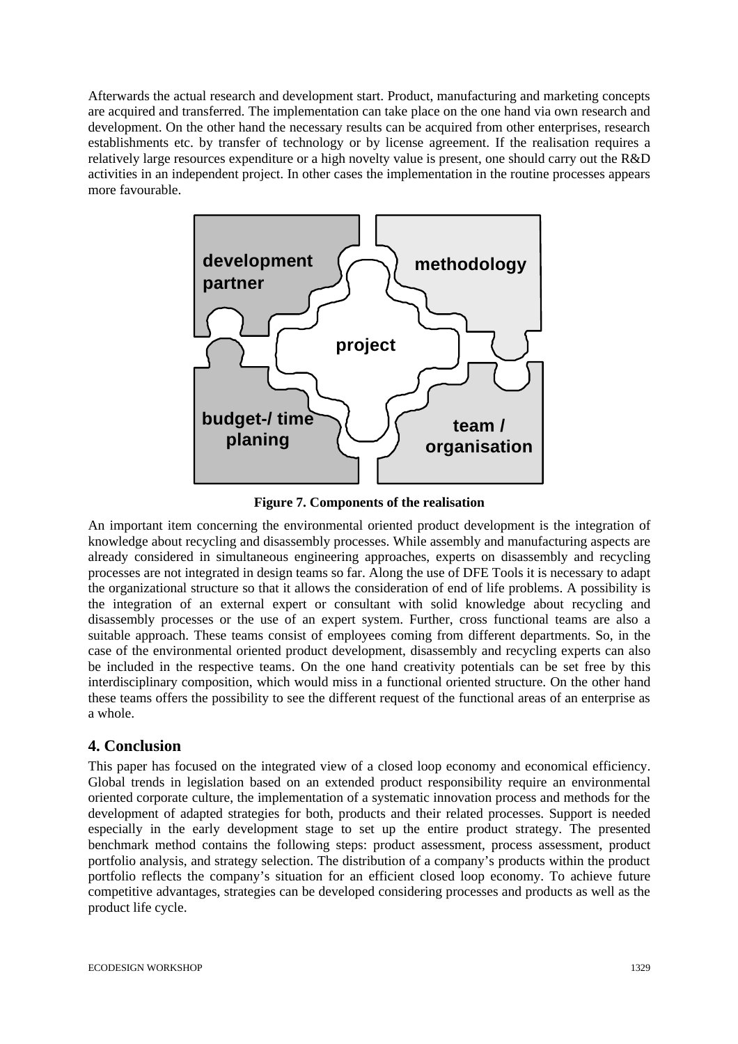Afterwards the actual research and development start. Product, manufacturing and marketing concepts are acquired and transferred. The implementation can take place on the one hand via own research and development. On the other hand the necessary results can be acquired from other enterprises, research establishments etc. by transfer of technology or by license agreement. If the realisation requires a relatively large resources expenditure or a high novelty value is present, one should carry out the R&D activities in an independent project. In other cases the implementation in the routine processes appears more favourable.

development partner

methodology

project

budget-/ time planing

team / organisation

**Figure 7. Components of the realisation**

An important item concerning the environmental oriented product development is the integration of knowledge about recycling and disassembly processes. While assembly and manufacturing aspects are already considered in simultaneous engineering approaches, experts on disassembly and recycling processes are not integrated in design teams so far. Along the use of DFE Tools it is necessary to adapt the organizational structure so that it allows the consideration of end of life problems. A possibility is the integration of an external expert or consultant with solid knowledge about recycling and disassembly processes or the use of an expert system. Further, cross functional teams are also a suitable approach. These teams consist of employees coming from different departments. So, in the case of the environmental oriented product development, disassembly and recycling experts can also be included in the respective teams. On the one hand creativity potentials can be set free by this interdisciplinary composition, which would miss in a functional oriented structure. On the other hand these teams offers the possibility to see the different request of the functional areas of an enterprise as a whole.

## 4. Conclusion

This paper has focused on the integrated view of a closed loop economy and economical efficiency. Global trends in legislation based on an extended product responsibility require an environmental oriented corporate culture, the implementation of a systematic innovation process and methods for the development of adapted strategies for both, products and their related processes. Support is needed especially in the early development stage to set up the entire product strategy. The presented benchmark method contains the following steps: product assessment, process assessment, product portfolio analysis, and strategy selection. The distribution of a company's products within the product portfolio reflects the company's situation for an efficient closed loop economy. To achieve future competitive advantages, strategies can be developed considering processes and products as well as the product life cycle.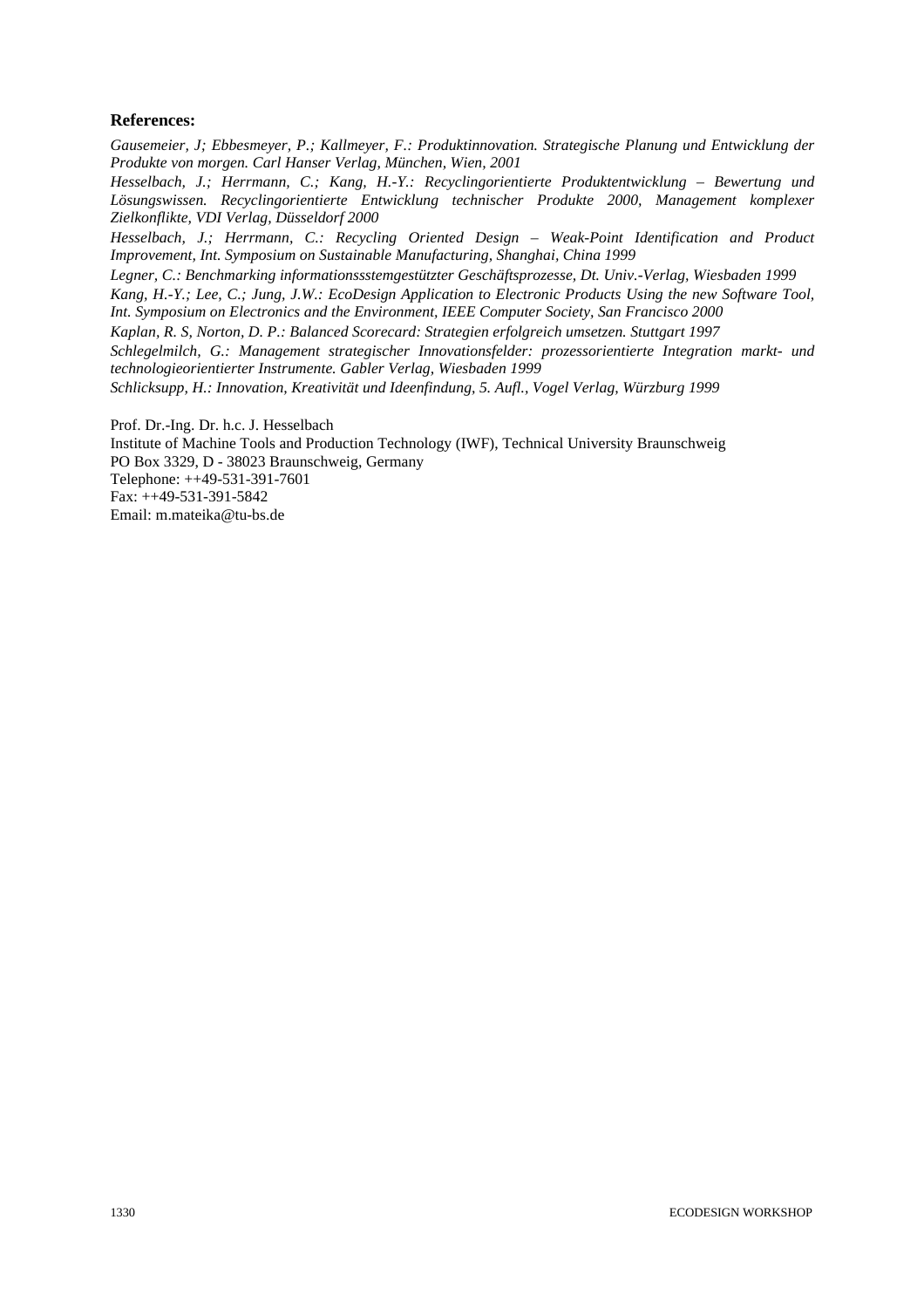**References:**

*Gausemeier, J; Ebbesmeyer, P.; Kallmeyer, F.: Produktinnovation. Strategische Planung und Entwicklung der Produkte von morgen. Carl Hanser Verlag, München, Wien, 2001*

*Hesselbach, J.; Herrmann, C.; Kang, H.-Y.: Recyclingorientierte Produktentwicklung – Bewertung und Lösungswissen. Recyclingorientierte Entwicklung technischer Produkte 2000, Management komplexer Zielkonflikte, VDI Verlag, Düsseldorf 2000*

*Hesselbach, J.; Herrmann, C.: Recycling Oriented Design – Weak-Point Identification and Product Improvement, Int. Symposium on Sustainable Manufacturing, Shanghai, China 1999*

*Legner, C.: Benchmarking informationssstemgestützter Geschäftsprozesse, Dt. Univ.-Verlag, Wiesbaden 1999*

*Kang, H.-Y.; Lee, C.; Jung, J.W.: EcoDesign Application to Electronic Products Using the new Software Tool, Int. Symposium on Electronics and the Environment, IEEE Computer Society, San Francisco 2000*

*Kaplan, R. S, Norton, D. P.: Balanced Scorecard: Strategien erfolgreich umsetzen. Stuttgart 1997*

*Schlegelmilch, G.: Management strategischer Innovationsfelder: prozessorientierte Integration markt- und technologieorientierter Instrumente. Gabler Verlag, Wiesbaden 1999*

*Schlicksupp, H.: Innovation, Kreativität und Ideenfindung, 5. Aufl., Vogel Verlag, Würzburg 1999*

Prof. Dr.-Ing. Dr. h.c. J. Hesselbach
Institute of Machine Tools and Production Technology (IWF), Technical University Braunschweig
PO Box 3329, D - 38023 Braunschweig, Germany
Telephone: ++49-531-391-7601
Fax: ++49-531-391-5842
Email: m.mateika@tu-bs.de